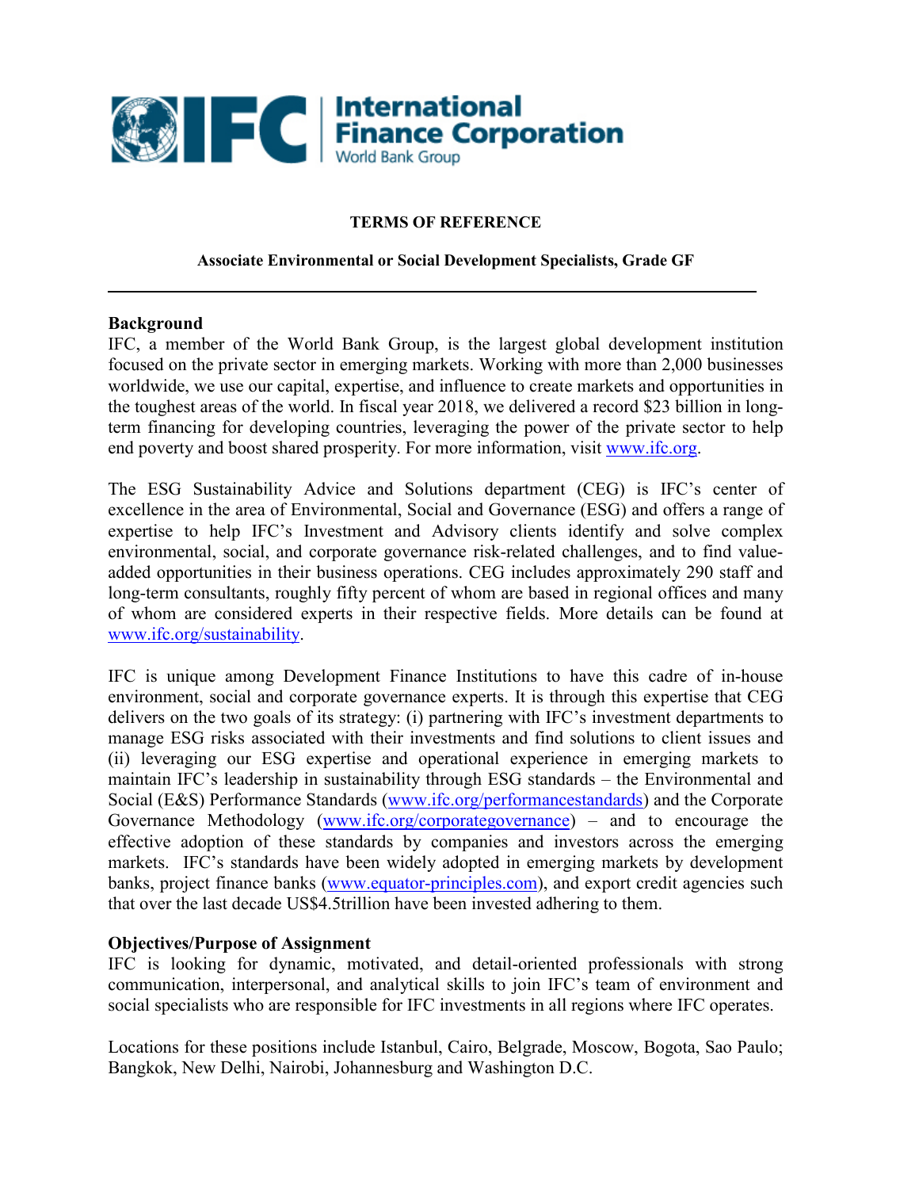**TERMS OF REFERENCE**

**Associate Environmental or Social Development Specialists, Grade GF**

---

**Background**

IFC, a member of the World Bank Group, is the largest global development institution focused on the private sector in emerging markets. Working with more than 2,000 businesses worldwide, we use our capital, expertise, and influence to create markets and opportunities in the toughest areas of the world. In fiscal year 2018, we delivered a record $23 billion in long-term financing for developing countries, leveraging the power of the private sector to help end poverty and boost shared prosperity. For more information, visit www.ifc.org.

The ESG Sustainability Advice and Solutions department (CEG) is IFC's center of excellence in the area of Environmental, Social and Governance (ESG) and offers a range of expertise to help IFC's Investment and Advisory clients identify and solve complex environmental, social, and corporate governance risk-related challenges, and to find value-added opportunities in their business operations. CEG includes approximately 290 staff and long-term consultants, roughly fifty percent of whom are based in regional offices and many of whom are considered experts in their respective fields. More details can be found at www.ifc.org/sustainability.

IFC is unique among Development Finance Institutions to have this cadre of in-house environment, social and corporate governance experts. It is through this expertise that CEG delivers on the two goals of its strategy: (i) partnering with IFC's investment departments to manage ESG risks associated with their investments and find solutions to client issues and (ii) leveraging our ESG expertise and operational experience in emerging markets to maintain IFC's leadership in sustainability through ESG standards – the Environmental and Social (E&S) Performance Standards (www.ifc.org/performancestandards) and the Corporate Governance Methodology (www.ifc.org/corporategovernance) – and to encourage the effective adoption of these standards by companies and investors across the emerging markets. IFC's standards have been widely adopted in emerging markets by development banks, project finance banks (www.equator-principles.com), and export credit agencies such that over the last decade US$4.5trillion have been invested adhering to them.

**Objectives/Purpose of Assignment**

IFC is looking for dynamic, motivated, and detail-oriented professionals with strong communication, interpersonal, and analytical skills to join IFC's team of environment and social specialists who are responsible for IFC investments in all regions where IFC operates.

Locations for these positions include Istanbul, Cairo, Belgrade, Moscow, Bogota, Sao Paulo; Bangkok, New Delhi, Nairobi, Johannesburg and Washington D.C.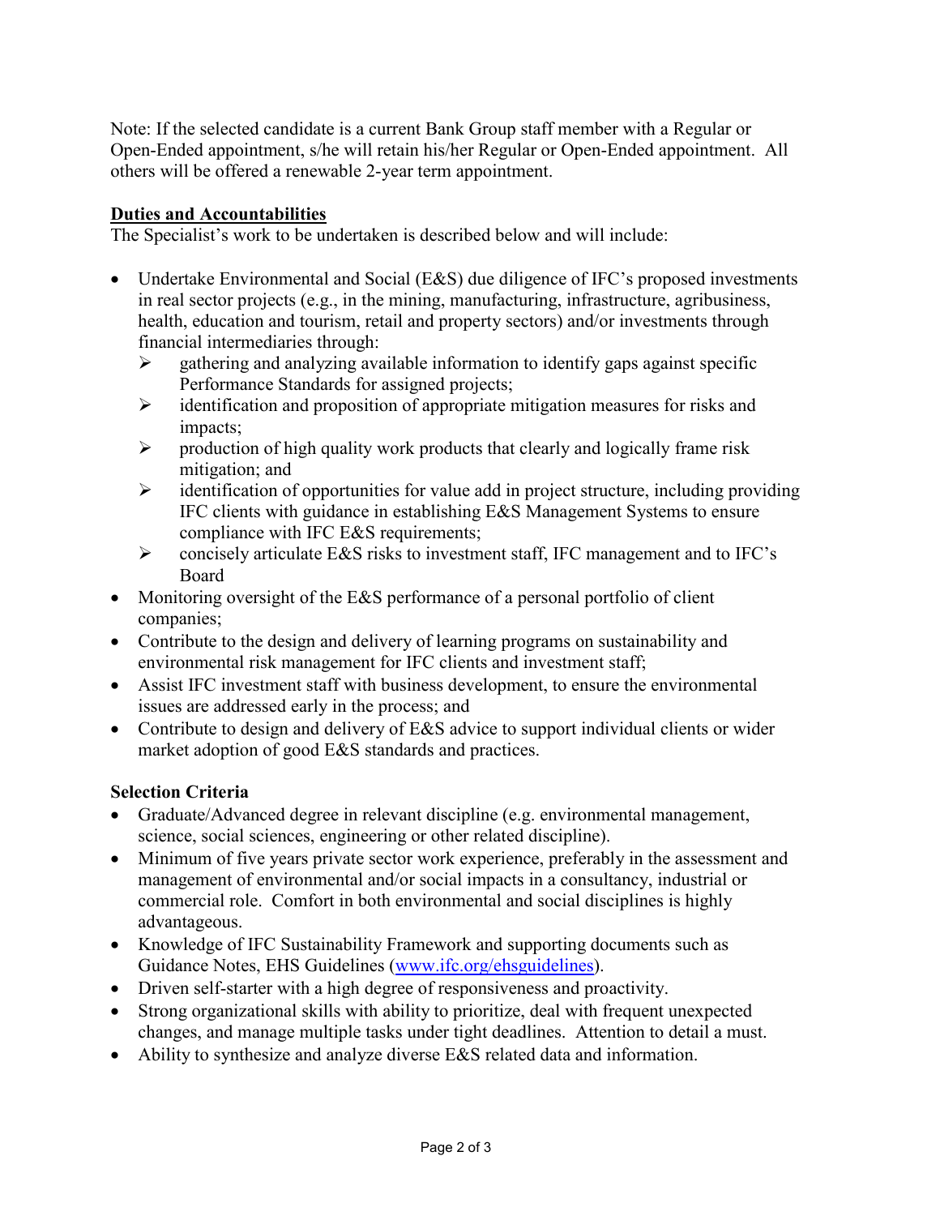Note: If the selected candidate is a current Bank Group staff member with a Regular or Open-Ended appointment, s/he will retain his/her Regular or Open-Ended appointment. All others will be offered a renewable 2-year term appointment.

## Duties and Accountabilities

The Specialist's work to be undertaken is described below and will include:

- Undertake Environmental and Social (E&S) due diligence of IFC's proposed investments in real sector projects (e.g., in the mining, manufacturing, infrastructure, agribusiness, health, education and tourism, retail and property sectors) and/or investments through financial intermediaries through:
  - gathering and analyzing available information to identify gaps against specific Performance Standards for assigned projects;
  - identification and proposition of appropriate mitigation measures for risks and impacts;
  - production of high quality work products that clearly and logically frame risk mitigation; and
  - identification of opportunities for value add in project structure, including providing IFC clients with guidance in establishing E&S Management Systems to ensure compliance with IFC E&S requirements;
  - concisely articulate E&S risks to investment staff, IFC management and to IFC's Board
- Monitoring oversight of the E&S performance of a personal portfolio of client companies;
- Contribute to the design and delivery of learning programs on sustainability and environmental risk management for IFC clients and investment staff;
- Assist IFC investment staff with business development, to ensure the environmental issues are addressed early in the process; and
- Contribute to design and delivery of E&S advice to support individual clients or wider market adoption of good E&S standards and practices.

## Selection Criteria

- Graduate/Advanced degree in relevant discipline (e.g. environmental management, science, social sciences, engineering or other related discipline).
- Minimum of five years private sector work experience, preferably in the assessment and management of environmental and/or social impacts in a consultancy, industrial or commercial role. Comfort in both environmental and social disciplines is highly advantageous.
- Knowledge of IFC Sustainability Framework and supporting documents such as Guidance Notes, EHS Guidelines (www.ifc.org/ehsguidelines).
- Driven self-starter with a high degree of responsiveness and proactivity.
- Strong organizational skills with ability to prioritize, deal with frequent unexpected changes, and manage multiple tasks under tight deadlines. Attention to detail a must.
- Ability to synthesize and analyze diverse E&S related data and information.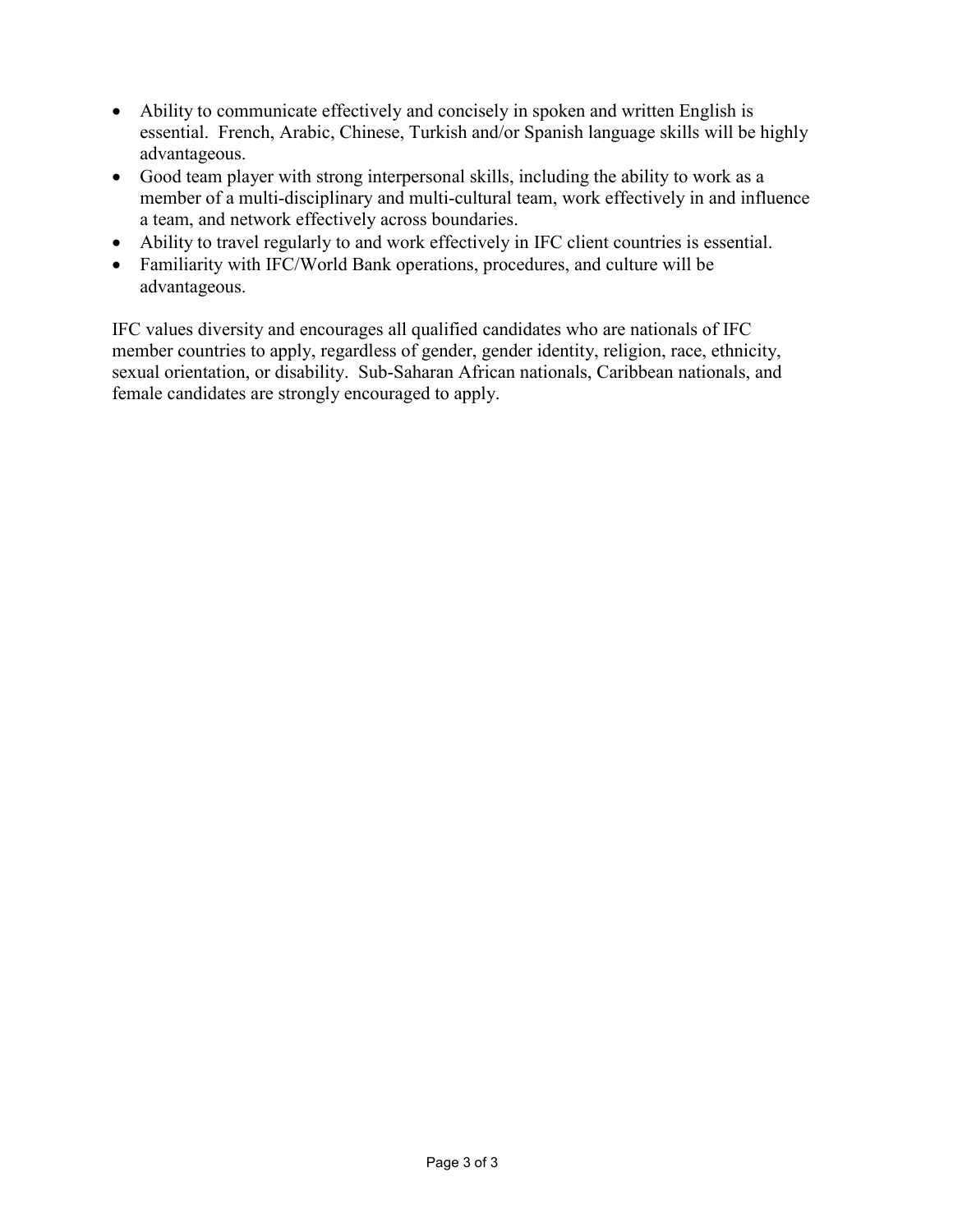- Ability to communicate effectively and concisely in spoken and written English is essential. French, Arabic, Chinese, Turkish and/or Spanish language skills will be highly advantageous.
- Good team player with strong interpersonal skills, including the ability to work as a member of a multi-disciplinary and multi-cultural team, work effectively in and influence a team, and network effectively across boundaries.
- Ability to travel regularly to and work effectively in IFC client countries is essential.
- Familiarity with IFC/World Bank operations, procedures, and culture will be advantageous.

IFC values diversity and encourages all qualified candidates who are nationals of IFC member countries to apply, regardless of gender, gender identity, religion, race, ethnicity, sexual orientation, or disability. Sub-Saharan African nationals, Caribbean nationals, and female candidates are strongly encouraged to apply.